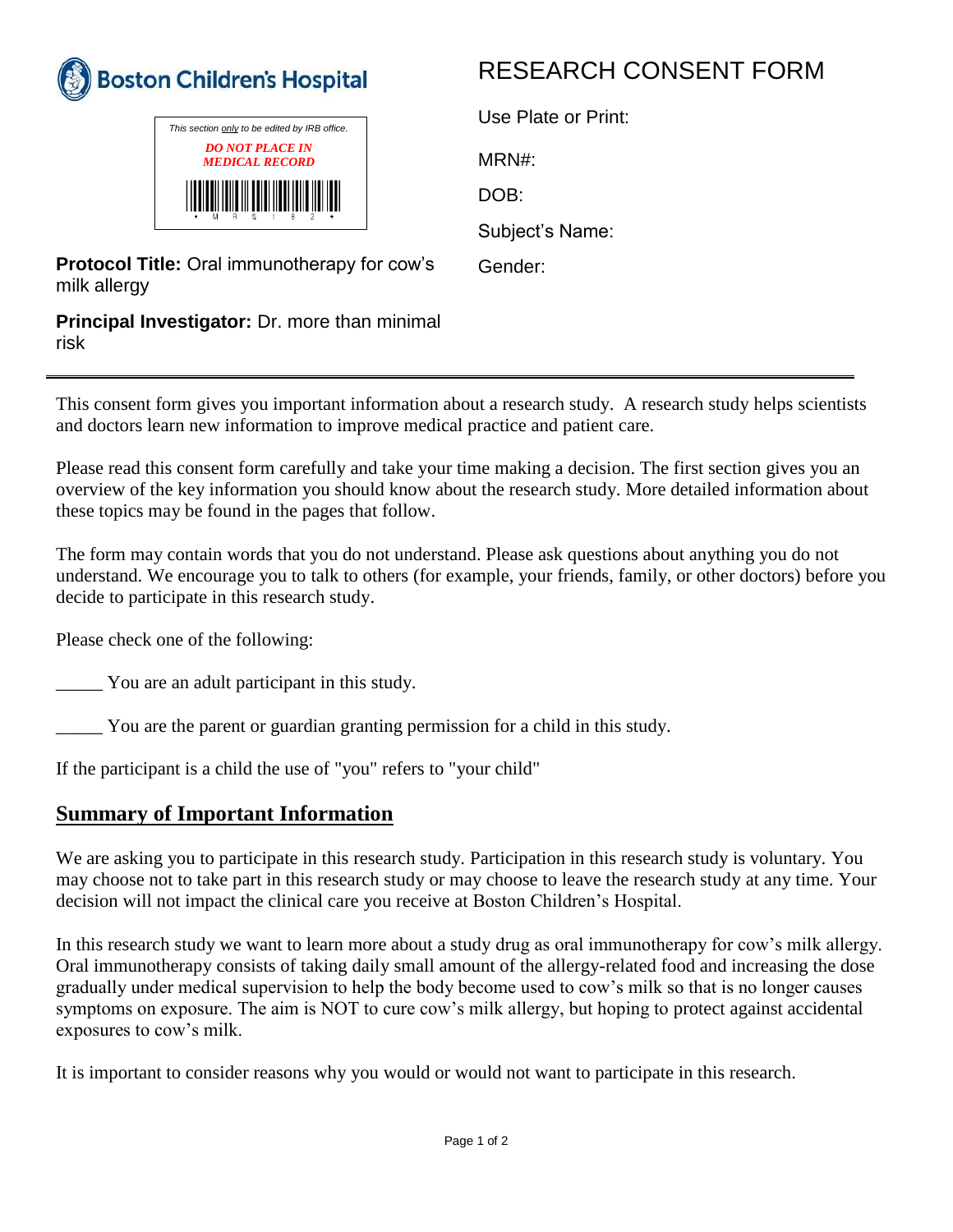Boston Children's Hospital

# RESEARCH CONSENT FORM

*This section only to be edited by IRB office.*

***DO NOT PLACE IN MEDICAL RECORD***

Use Plate or Print:

MRN#:

DOB:

Subject's Name:

Gender:

**Protocol Title:** Oral immunotherapy for cow's milk allergy

**Principal Investigator:** Dr. more than minimal risk

---

This consent form gives you important information about a research study. A research study helps scientists and doctors learn new information to improve medical practice and patient care.

Please read this consent form carefully and take your time making a decision. The first section gives you an overview of the key information you should know about the research study. More detailed information about these topics may be found in the pages that follow.

The form may contain words that you do not understand. Please ask questions about anything you do not understand. We encourage you to talk to others (for example, your friends, family, or other doctors) before you decide to participate in this research study.

Please check one of the following:

_____ You are an adult participant in this study.

_____ You are the parent or guardian granting permission for a child in this study.

If the participant is a child the use of "you" refers to "your child"

## Summary of Important Information

We are asking you to participate in this research study. Participation in this research study is voluntary. You may choose not to take part in this research study or may choose to leave the research study at any time. Your decision will not impact the clinical care you receive at Boston Children's Hospital.

In this research study we want to learn more about a study drug as oral immunotherapy for cow's milk allergy. Oral immunotherapy consists of taking daily small amount of the allergy-related food and increasing the dose gradually under medical supervision to help the body become used to cow's milk so that is no longer causes symptoms on exposure. The aim is NOT to cure cow's milk allergy, but hoping to protect against accidental exposures to cow's milk.

It is important to consider reasons why you would or would not want to participate in this research.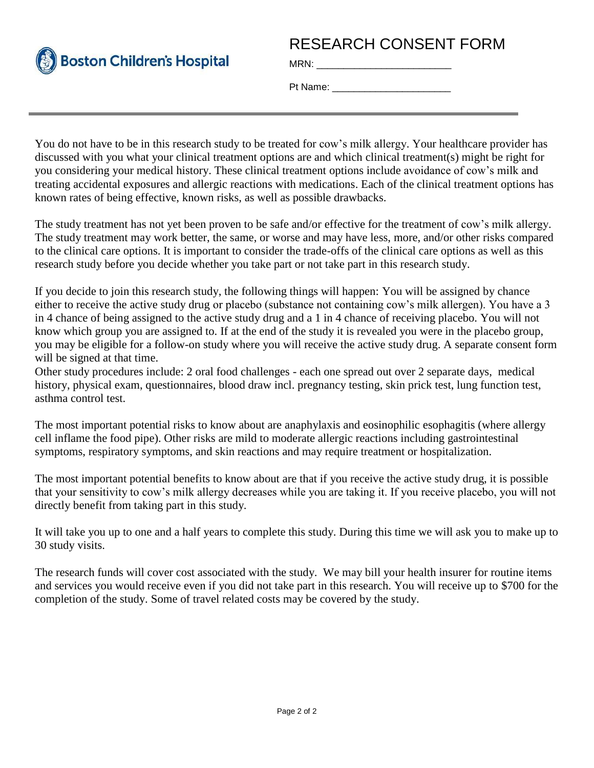Boston Children's Hospital

# RESEARCH CONSENT FORM

MRN: ________________________

Pt Name: _____________________

You do not have to be in this research study to be treated for cow's milk allergy. Your healthcare provider has discussed with you what your clinical treatment options are and which clinical treatment(s) might be right for you considering your medical history. These clinical treatment options include avoidance of cow's milk and treating accidental exposures and allergic reactions with medications. Each of the clinical treatment options has known rates of being effective, known risks, as well as possible drawbacks.

The study treatment has not yet been proven to be safe and/or effective for the treatment of cow's milk allergy. The study treatment may work better, the same, or worse and may have less, more, and/or other risks compared to the clinical care options. It is important to consider the trade-offs of the clinical care options as well as this research study before you decide whether you take part or not take part in this research study.

If you decide to join this research study, the following things will happen: You will be assigned by chance either to receive the active study drug or placebo (substance not containing cow's milk allergen). You have a 3 in 4 chance of being assigned to the active study drug and a 1 in 4 chance of receiving placebo. You will not know which group you are assigned to. If at the end of the study it is revealed you were in the placebo group, you may be eligible for a follow-on study where you will receive the active study drug. A separate consent form will be signed at that time.
Other study procedures include: 2 oral food challenges - each one spread out over 2 separate days, medical history, physical exam, questionnaires, blood draw incl. pregnancy testing, skin prick test, lung function test, asthma control test.

The most important potential risks to know about are anaphylaxis and eosinophilic esophagitis (where allergy cell inflame the food pipe). Other risks are mild to moderate allergic reactions including gastrointestinal symptoms, respiratory symptoms, and skin reactions and may require treatment or hospitalization.

The most important potential benefits to know about are that if you receive the active study drug, it is possible that your sensitivity to cow's milk allergy decreases while you are taking it. If you receive placebo, you will not directly benefit from taking part in this study.

It will take you up to one and a half years to complete this study. During this time we will ask you to make up to 30 study visits.

The research funds will cover cost associated with the study. We may bill your health insurer for routine items and services you would receive even if you did not take part in this research. You will receive up to $700 for the completion of the study. Some of travel related costs may be covered by the study.